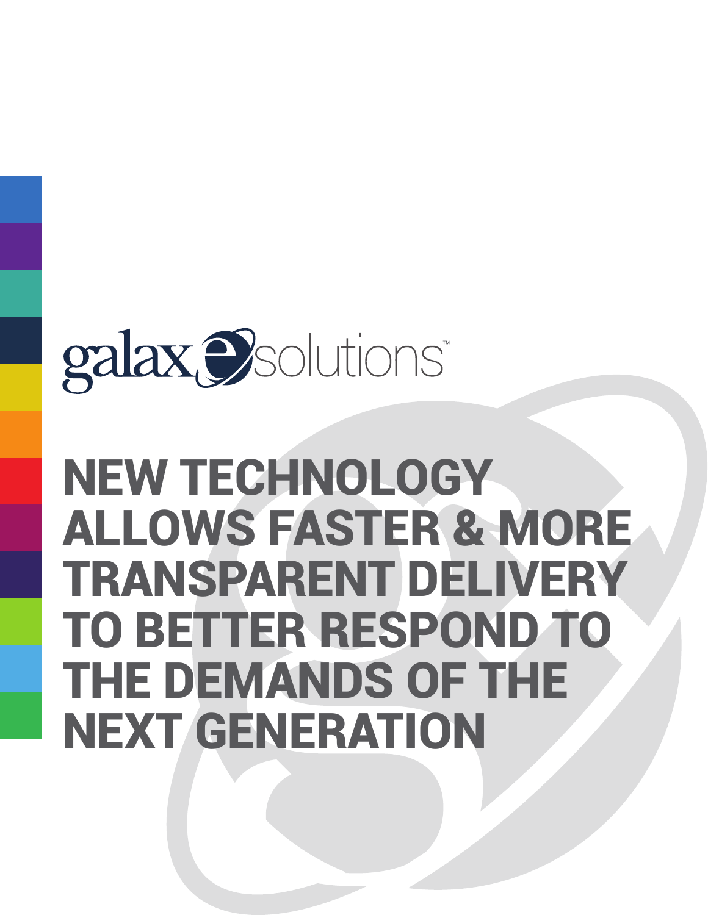galaxesolutions™

# NEW TECHNOLOGY ALLOWS FASTER & MORE TRANSPARENT DELIVERY TO BETTER RESPOND TO THE DEMANDS OF THE NEXT GENERATION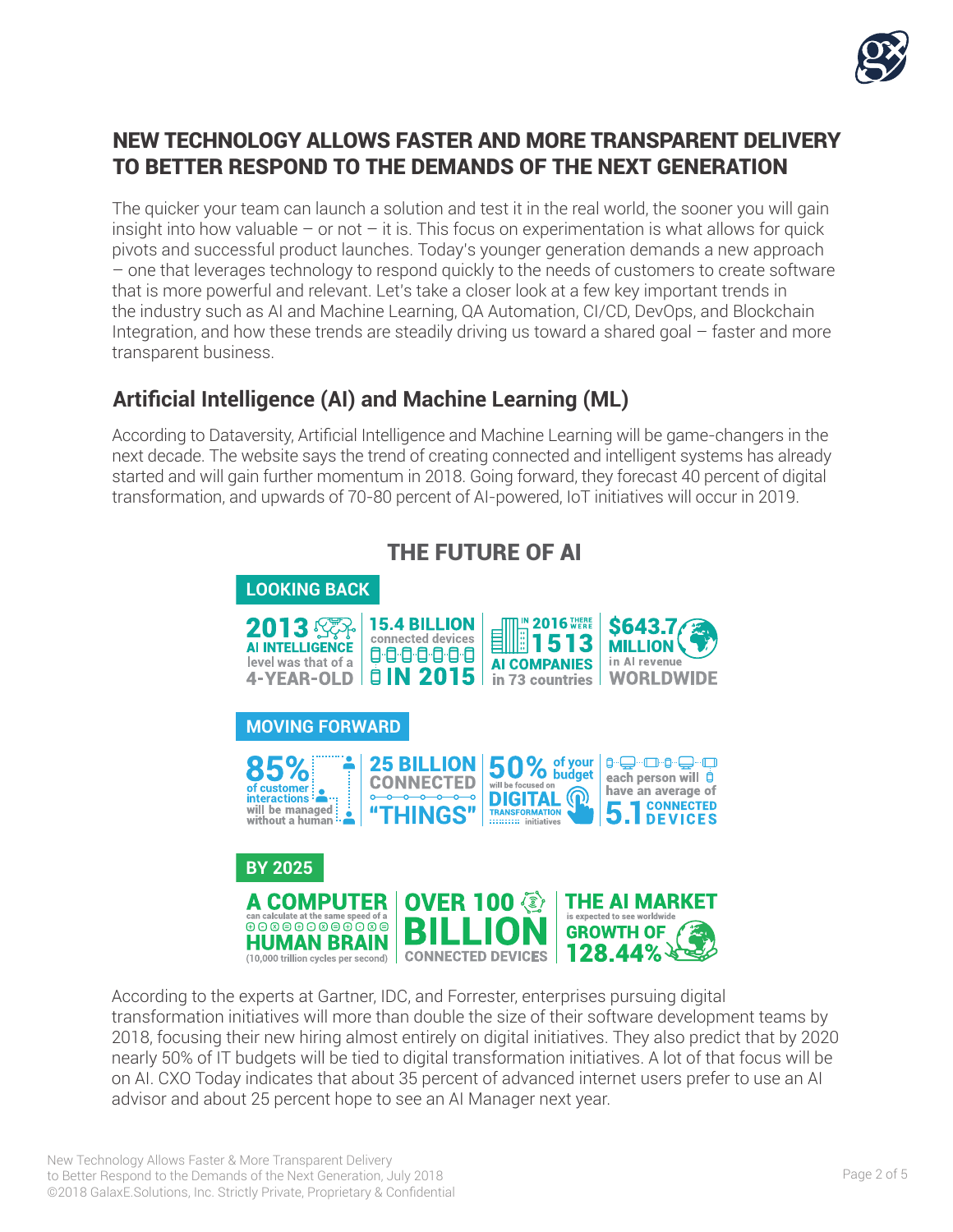## NEW TECHNOLOGY ALLOWS FASTER AND MORE TRANSPARENT DELIVERY TO BETTER RESPOND TO THE DEMANDS OF THE NEXT GENERATION

The quicker your team can launch a solution and test it in the real world, the sooner you will gain insight into how valuable – or not – it is. This focus on experimentation is what allows for quick pivots and successful product launches. Today's younger generation demands a new approach – one that leverages technology to respond quickly to the needs of customers to create software that is more powerful and relevant. Let's take a closer look at a few key important trends in the industry such as AI and Machine Learning, QA Automation, CI/CD, DevOps, and Blockchain Integration, and how these trends are steadily driving us toward a shared goal – faster and more transparent business.

### Artificial Intelligence (AI) and Machine Learning (ML)

According to Dataversity, Artificial Intelligence and Machine Learning will be game-changers in the next decade. The website says the trend of creating connected and intelligent systems has already started and will gain further momentum in 2018. Going forward, they forecast 40 percent of digital transformation, and upwards of 70-80 percent of AI-powered, IoT initiatives will occur in 2019.

#### THE FUTURE OF AI

**LOOKING BACK**

- **2013** AI INTELLIGENCE level was that of a 4-YEAR-OLD
- **15.4 BILLION** connected devices IN 2015
- IN 2016 THERE WERE **1513** AI COMPANIES in 73 countries
- **$643.7 MILLION** in AI revenue WORLDWIDE

**MOVING FORWARD**

- **85%** of customer interactions will be managed without a human
- **25 BILLION** CONNECTED "THINGS"
- **50%** of your budget will be focused on DIGITAL TRANSFORMATION initiatives
- each person will have an average of **5.1** CONNECTED DEVICES

**BY 2025**

- A COMPUTER can calculate at the same speed of a HUMAN BRAIN (10,000 trillion cycles per second)
- OVER 100 BILLION CONNECTED DEVICES
- THE AI MARKET is expected to see worldwide GROWTH OF 128.44%

According to the experts at Gartner, IDC, and Forrester, enterprises pursuing digital transformation initiatives will more than double the size of their software development teams by 2018, focusing their new hiring almost entirely on digital initiatives. They also predict that by 2020 nearly 50% of IT budgets will be tied to digital transformation initiatives. A lot of that focus will be on AI. CXO Today indicates that about 35 percent of advanced internet users prefer to use an AI advisor and about 25 percent hope to see an AI Manager next year.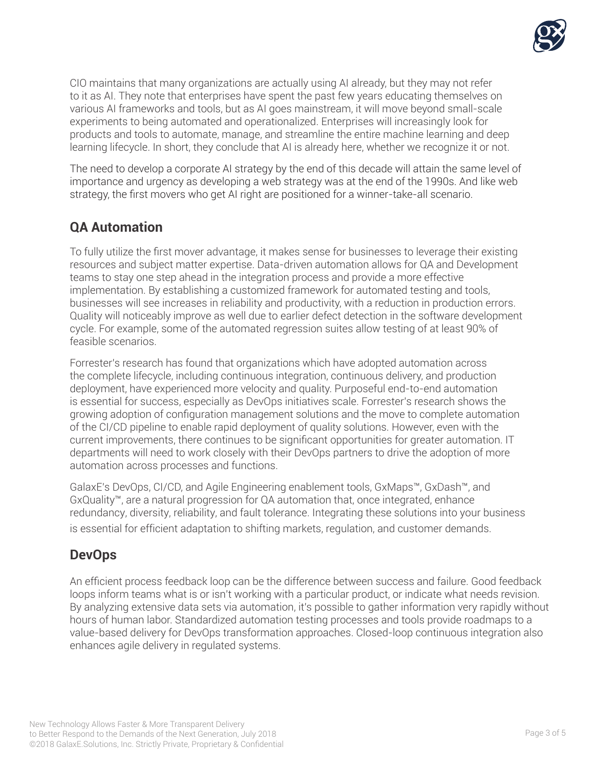CIO maintains that many organizations are actually using AI already, but they may not refer to it as AI. They note that enterprises have spent the past few years educating themselves on various AI frameworks and tools, but as AI goes mainstream, it will move beyond small-scale experiments to being automated and operationalized. Enterprises will increasingly look for products and tools to automate, manage, and streamline the entire machine learning and deep learning lifecycle. In short, they conclude that AI is already here, whether we recognize it or not.

The need to develop a corporate AI strategy by the end of this decade will attain the same level of importance and urgency as developing a web strategy was at the end of the 1990s. And like web strategy, the first movers who get AI right are positioned for a winner-take-all scenario.

## QA Automation

To fully utilize the first mover advantage, it makes sense for businesses to leverage their existing resources and subject matter expertise. Data-driven automation allows for QA and Development teams to stay one step ahead in the integration process and provide a more effective implementation. By establishing a customized framework for automated testing and tools, businesses will see increases in reliability and productivity, with a reduction in production errors. Quality will noticeably improve as well due to earlier defect detection in the software development cycle. For example, some of the automated regression suites allow testing of at least 90% of feasible scenarios.

Forrester's research has found that organizations which have adopted automation across the complete lifecycle, including continuous integration, continuous delivery, and production deployment, have experienced more velocity and quality. Purposeful end-to-end automation is essential for success, especially as DevOps initiatives scale. Forrester's research shows the growing adoption of configuration management solutions and the move to complete automation of the CI/CD pipeline to enable rapid deployment of quality solutions. However, even with the current improvements, there continues to be significant opportunities for greater automation. IT departments will need to work closely with their DevOps partners to drive the adoption of more automation across processes and functions.

GalaxE's DevOps, CI/CD, and Agile Engineering enablement tools, GxMaps™, GxDash™, and GxQuality™, are a natural progression for QA automation that, once integrated, enhance redundancy, diversity, reliability, and fault tolerance. Integrating these solutions into your business is essential for efficient adaptation to shifting markets, regulation, and customer demands.

## DevOps

An efficient process feedback loop can be the difference between success and failure. Good feedback loops inform teams what is or isn't working with a particular product, or indicate what needs revision. By analyzing extensive data sets via automation, it's possible to gather information very rapidly without hours of human labor. Standardized automation testing processes and tools provide roadmaps to a value-based delivery for DevOps transformation approaches. Closed-loop continuous integration also enhances agile delivery in regulated systems.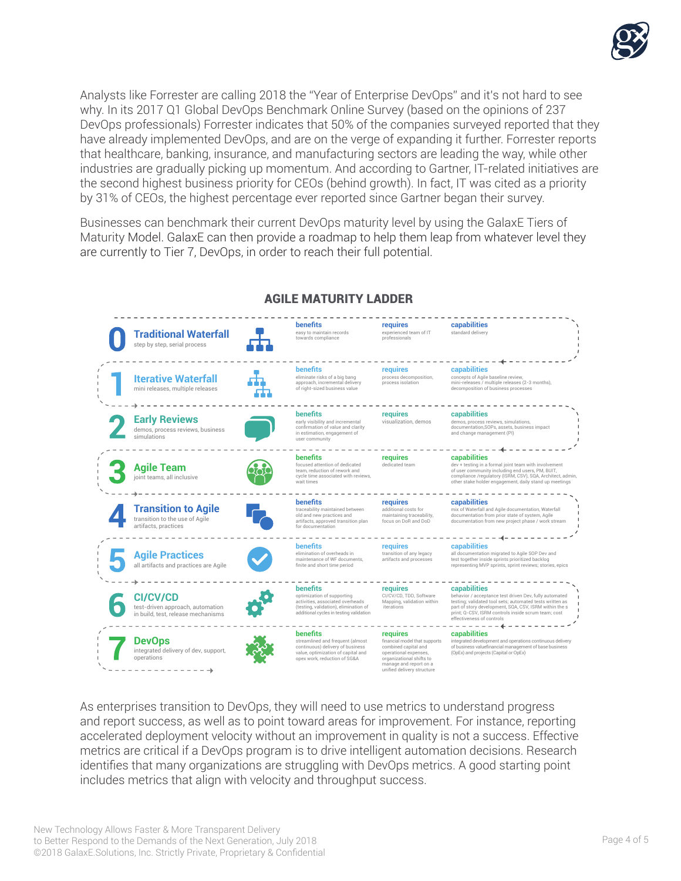Analysts like Forrester are calling 2018 the "Year of Enterprise DevOps" and it's not hard to see why. In its 2017 Q1 Global DevOps Benchmark Online Survey (based on the opinions of 237 DevOps professionals) Forrester indicates that 50% of the companies surveyed reported that they have already implemented DevOps, and are on the verge of expanding it further. Forrester reports that healthcare, banking, insurance, and manufacturing sectors are leading the way, while other industries are gradually picking up momentum. And according to Gartner, IT-related initiatives are the second highest business priority for CEOs (behind growth). In fact, IT was cited as a priority by 31% of CEOs, the highest percentage ever reported since Gartner began their survey.

Businesses can benchmark their current DevOps maturity level by using the GalaxE Tiers of Maturity Model. GalaxE can then provide a roadmap to help them leap from whatever level they are currently to Tier 7, DevOps, in order to reach their full potential.

## AGILE MATURITY LADDER

| Tier | Level | benefits | requires | capabilities |
|---|---|---|---|---|
| 0 | **Traditional Waterfall** – step by step, serial process | easy to maintain records towards compliance | experienced team of IT professionals | standard delivery |
| 1 | **Iterative Waterfall** – mini releases, multiple releases | eliminate risks of a big bang approach, incremental delivery of right-sized business value | process decomposition, process isolation | concepts of Agile baseline review, mini-releases / multiple releases (2-3 months), decomposition of business processes |
| 2 | **Early Reviews** – demos, process reviews, business simulations | early visibility and incremental confirmation of value and clarity in estimation, engagement of user community | visualization, demos | demos, process reviews, simulations, documentation,SOPs, assets, business impact and change management (PI) |
| 3 | **Agile Team** – joint teams, all inclusive | focused attention of dedicated team, reduction of rework and cycle time associated with reviews, wait times | dedicated team | dev + testing in a formal joint team with involvement of user community including end users, PM, BUIT, compliance /regulatory (ISRM, CSV), SQA, Architect, admin, other stake holder engagement, daily stand up meetings |
| 4 | **Transition to Agile** – transition to the use of Agile artifacts, practices | traceability maintained between old and new practices and artifacts, approved transition plan for documentation | additional costs for maintaining traceability, focus on DoR and DoD | mix of Waterfall and Agile documentation, Waterfall documentation from prior state of system, Agile documentation from new project phase / work stream |
| 5 | **Agile Practices** – all artifacts and practices are Agile | elimination of overheads in maintenance of WF documents, finite and short time period | transition of any legacy artifacts and processes | all documentation migrated to Agile SOP Dev and test together inside sprints prioritized backlog representing MVP sprints, sprint reviews; stories, epics |
| 6 | **CI/CV/CD** – test-driven approach, automation in build, test, release mechanisms | optimization of supporting activities, associated overheads (testing, validation), elimination of additional cycles in testing validation | CI/CV/CD, TDD, Software Mapping, validation within iterations | behavior / acceptance test driven Dev, fully automated testing; validated tool sets; automated tests written as part of story development, SQA, CSV, ISRM within the s print; Q-CSV, ISRM controls inside scrum team; cost effectiveness of controls |
| 7 | **DevOps** – integrated delivery of dev, support, operations | streamlined and frequent (almost continuous) delivery of business value, optimization of capital and opex work, reduction of SG&A | financial model that supports combined capital and operational expenses, organizational shifts to manage and report on a unified delivery structure | integrated development and operations continuous delivery of business valuefinancial management of base business (OpEx) and projects (Capital or OpEx) |

As enterprises transition to DevOps, they will need to use metrics to understand progress and report success, as well as to point toward areas for improvement. For instance, reporting accelerated deployment velocity without an improvement in quality is not a success. Effective metrics are critical if a DevOps program is to drive intelligent automation decisions. Research identifies that many organizations are struggling with DevOps metrics. A good starting point includes metrics that align with velocity and throughput success.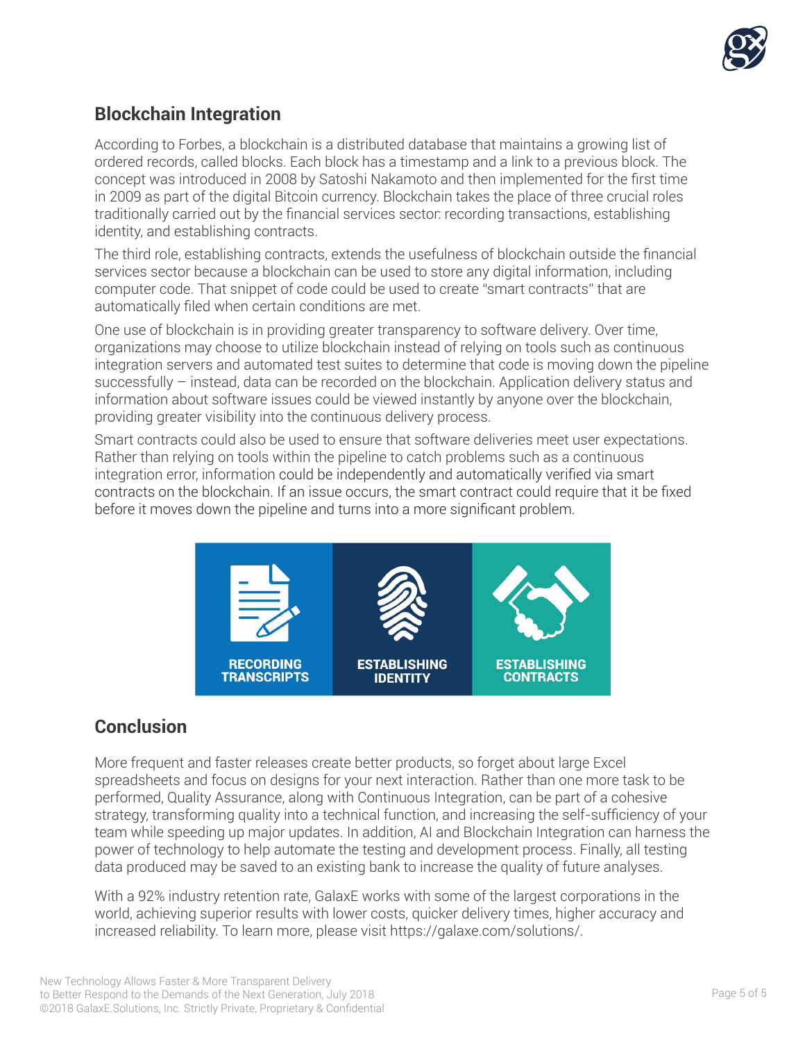## Blockchain Integration

According to Forbes, a blockchain is a distributed database that maintains a growing list of ordered records, called blocks. Each block has a timestamp and a link to a previous block. The concept was introduced in 2008 by Satoshi Nakamoto and then implemented for the first time in 2009 as part of the digital Bitcoin currency. Blockchain takes the place of three crucial roles traditionally carried out by the financial services sector: recording transactions, establishing identity, and establishing contracts.

The third role, establishing contracts, extends the usefulness of blockchain outside the financial services sector because a blockchain can be used to store any digital information, including computer code. That snippet of code could be used to create "smart contracts" that are automatically filed when certain conditions are met.

One use of blockchain is in providing greater transparency to software delivery. Over time, organizations may choose to utilize blockchain instead of relying on tools such as continuous integration servers and automated test suites to determine that code is moving down the pipeline successfully – instead, data can be recorded on the blockchain. Application delivery status and information about software issues could be viewed instantly by anyone over the blockchain, providing greater visibility into the continuous delivery process.

Smart contracts could also be used to ensure that software deliveries meet user expectations. Rather than relying on tools within the pipeline to catch problems such as a continuous integration error, information could be independently and automatically verified via smart contracts on the blockchain. If an issue occurs, the smart contract could require that it be fixed before it moves down the pipeline and turns into a more significant problem.

RECORDING TRANSCRIPTS

ESTABLISHING IDENTITY

ESTABLISHING CONTRACTS

## Conclusion

More frequent and faster releases create better products, so forget about large Excel spreadsheets and focus on designs for your next interaction. Rather than one more task to be performed, Quality Assurance, along with Continuous Integration, can be part of a cohesive strategy, transforming quality into a technical function, and increasing the self-sufficiency of your team while speeding up major updates. In addition, AI and Blockchain Integration can harness the power of technology to help automate the testing and development process. Finally, all testing data produced may be saved to an existing bank to increase the quality of future analyses.

With a 92% industry retention rate, GalaxE works with some of the largest corporations in the world, achieving superior results with lower costs, quicker delivery times, higher accuracy and increased reliability. To learn more, please visit https://galaxe.com/solutions/.